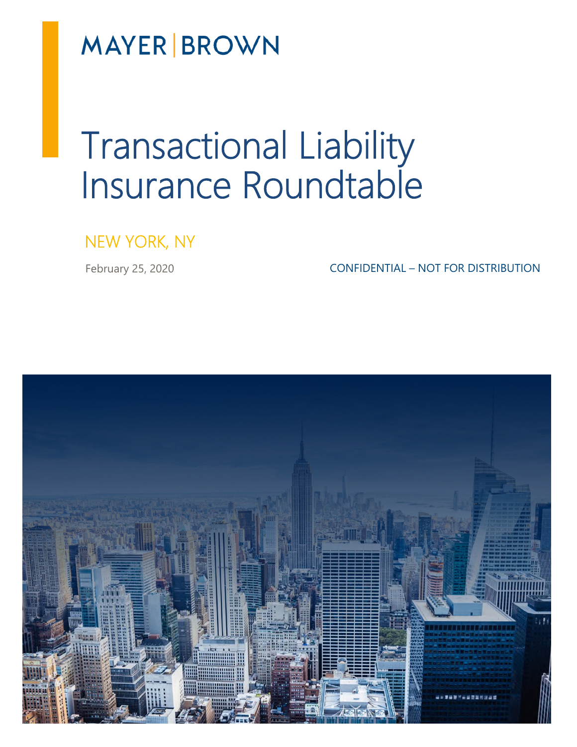MAYER | BROWN

# Transactional Liability Insurance Roundtable

NEW YORK, NY

February 25, 2020

CONFIDENTIAL – NOT FOR DISTRIBUTION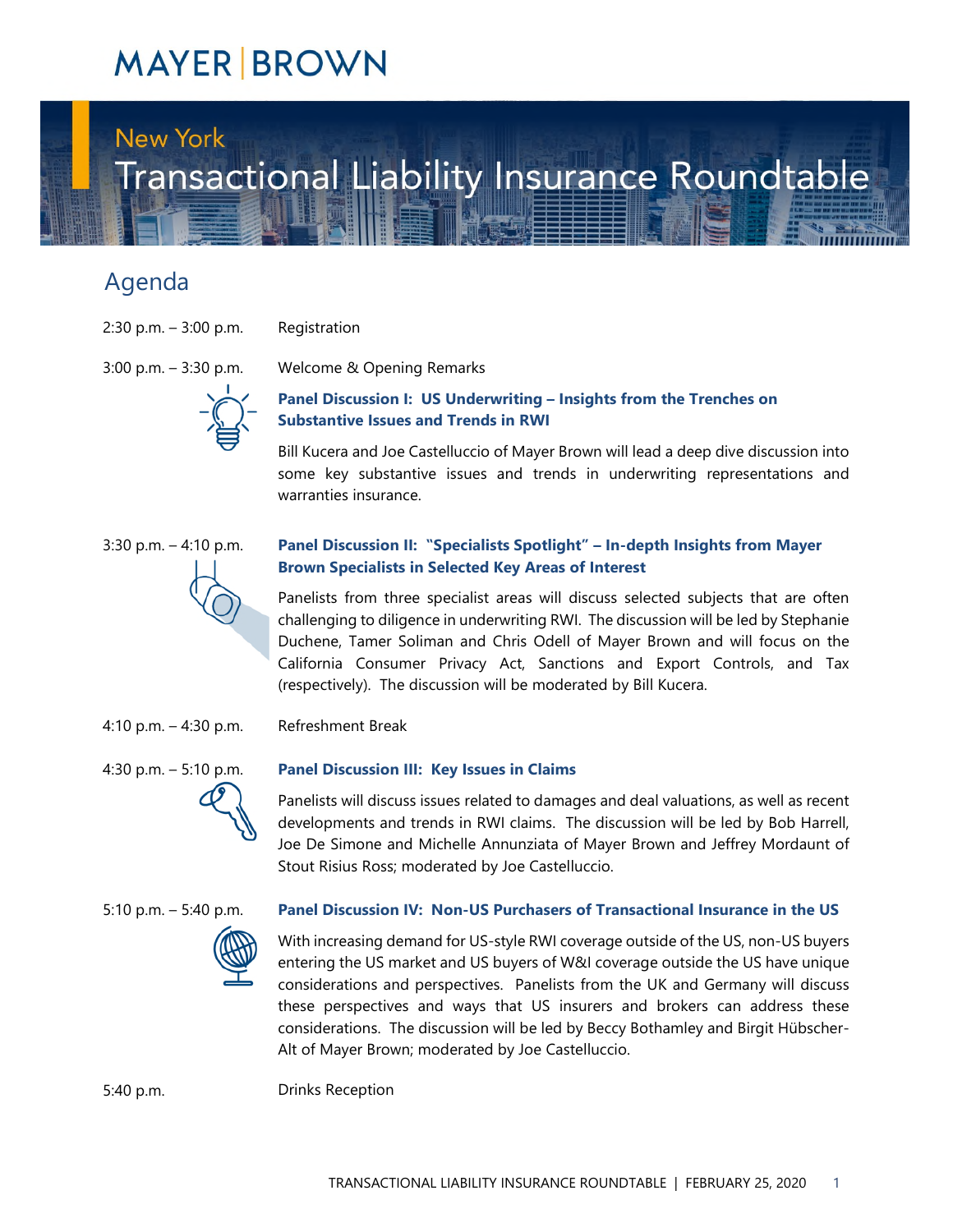MAYER | BROWN

## New York

# Transactional Liability Insurance Roundtable

## Agenda

| | |
|---|---|
| 2:30 p.m. – 3:00 p.m. | Registration |
| 3:00 p.m. – 3:30 p.m. | Welcome & Opening Remarks |

### Panel Discussion I: US Underwriting – Insights from the Trenches on Substantive Issues and Trends in RWI

Bill Kucera and Joe Castelluccio of Mayer Brown will lead a deep dive discussion into some key substantive issues and trends in underwriting representations and warranties insurance.

3:30 p.m. – 4:10 p.m.

### Panel Discussion II: "Specialists Spotlight" – In-depth Insights from Mayer Brown Specialists in Selected Key Areas of Interest

Panelists from three specialist areas will discuss selected subjects that are often challenging to diligence in underwriting RWI. The discussion will be led by Stephanie Duchene, Tamer Soliman and Chris Odell of Mayer Brown and will focus on the California Consumer Privacy Act, Sanctions and Export Controls, and Tax (respectively). The discussion will be moderated by Bill Kucera.

4:10 p.m. – 4:30 p.m. Refreshment Break

4:30 p.m. – 5:10 p.m.

### Panel Discussion III: Key Issues in Claims

Panelists will discuss issues related to damages and deal valuations, as well as recent developments and trends in RWI claims. The discussion will be led by Bob Harrell, Joe De Simone and Michelle Annunziata of Mayer Brown and Jeffrey Mordaunt of Stout Risius Ross; moderated by Joe Castelluccio.

5:10 p.m. – 5:40 p.m.

### Panel Discussion IV: Non-US Purchasers of Transactional Insurance in the US

With increasing demand for US-style RWI coverage outside of the US, non-US buyers entering the US market and US buyers of W&I coverage outside the US have unique considerations and perspectives. Panelists from the UK and Germany will discuss these perspectives and ways that US insurers and brokers can address these considerations. The discussion will be led by Beccy Bothamley and Birgit Hübscher-Alt of Mayer Brown; moderated by Joe Castelluccio.

5:40 p.m. Drinks Reception

TRANSACTIONAL LIABILITY INSURANCE ROUNDTABLE | FEBRUARY 25, 2020